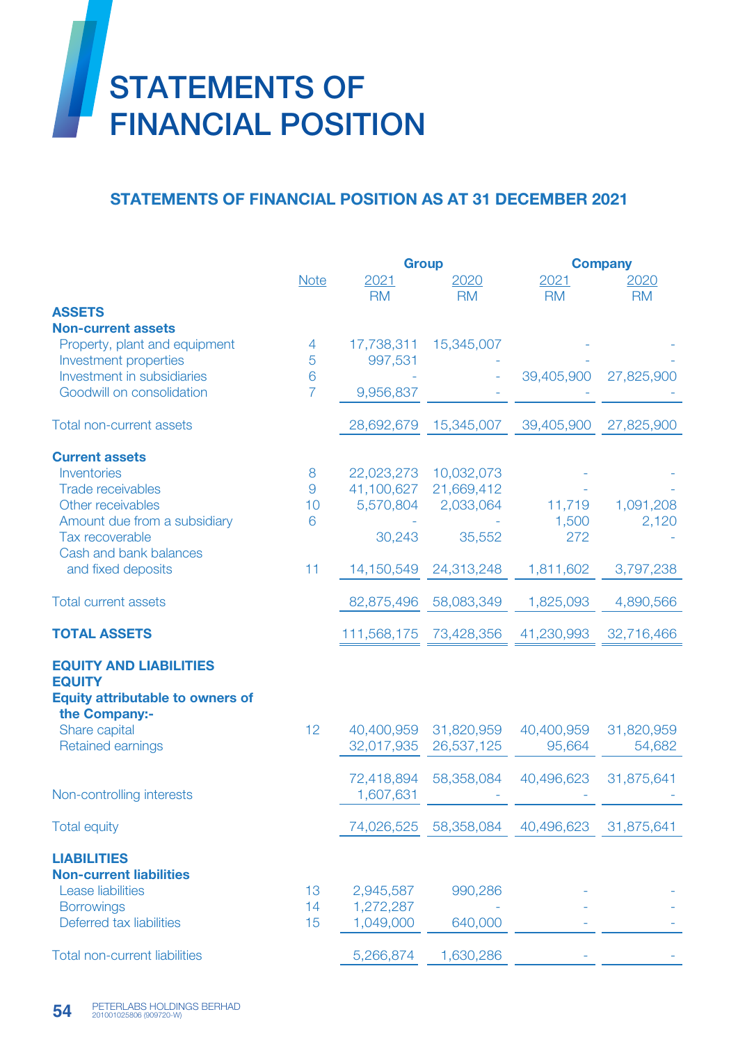# STATEMENTS OF FINANCIAL POSITION

## STATEMENTS OF FINANCIAL POSITION AS AT 31 DECEMBER 2021

| | Note | Group 2021 RM | Group 2020 RM | Company 2021 RM | Company 2020 RM |
|---|---|---|---|---|---|
| **ASSETS** | | | | | |
| **Non-current assets** | | | | | |
| Property, plant and equipment | 4 | 17,738,311 | 15,345,007 | - | - |
| Investment properties | 5 | 997,531 | - | - | - |
| Investment in subsidiaries | 6 | - | - | 39,405,900 | 27,825,900 |
| Goodwill on consolidation | 7 | 9,956,837 | - | - | - |
| Total non-current assets | | 28,692,679 | 15,345,007 | 39,405,900 | 27,825,900 |
| **Current assets** | | | | | |
| Inventories | 8 | 22,023,273 | 10,032,073 | - | - |
| Trade receivables | 9 | 41,100,627 | 21,669,412 | - | - |
| Other receivables | 10 | 5,570,804 | 2,033,064 | 11,719 | 1,091,208 |
| Amount due from a subsidiary | 6 | - | - | 1,500 | 2,120 |
| Tax recoverable | | 30,243 | 35,552 | 272 | - |
| Cash and bank balances and fixed deposits | 11 | 14,150,549 | 24,313,248 | 1,811,602 | 3,797,238 |
| Total current assets | | 82,875,496 | 58,083,349 | 1,825,093 | 4,890,566 |
| **TOTAL ASSETS** | | 111,568,175 | 73,428,356 | 41,230,993 | 32,716,466 |
| **EQUITY AND LIABILITIES** | | | | | |
| **EQUITY** | | | | | |
| **Equity attributable to owners of the Company:-** | | | | | |
| Share capital | 12 | 40,400,959 | 31,820,959 | 40,400,959 | 31,820,959 |
| Retained earnings | | 32,017,935 | 26,537,125 | 95,664 | 54,682 |
| | | 72,418,894 | 58,358,084 | 40,496,623 | 31,875,641 |
| Non-controlling interests | | 1,607,631 | - | - | - |
| Total equity | | 74,026,525 | 58,358,084 | 40,496,623 | 31,875,641 |
| **LIABILITIES** | | | | | |
| **Non-current liabilities** | | | | | |
| Lease liabilities | 13 | 2,945,587 | 990,286 | - | - |
| Borrowings | 14 | 1,272,287 | - | - | - |
| Deferred tax liabilities | 15 | 1,049,000 | 640,000 | - | - |
| Total non-current liabilities | | 5,266,874 | 1,630,286 | - | - |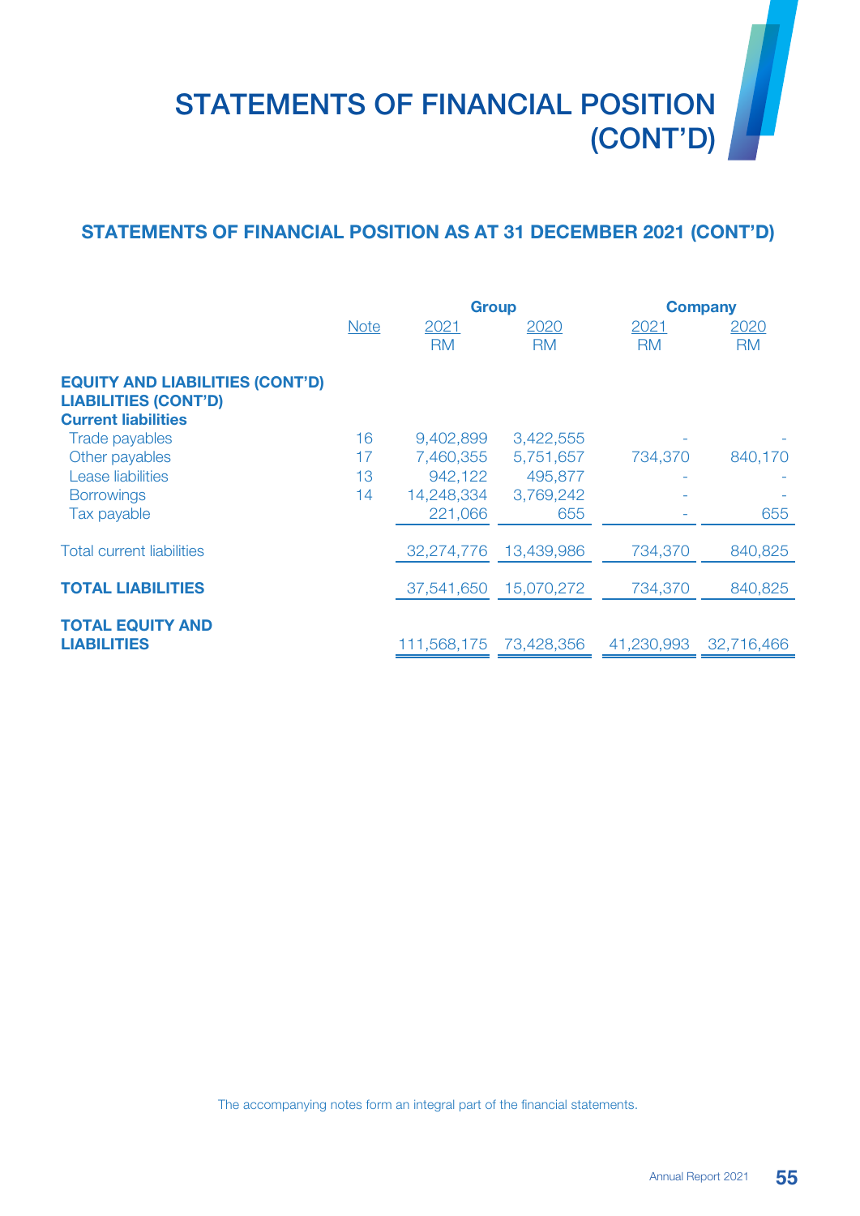# STATEMENTS OF FINANCIAL POSITION (CONT'D)

## STATEMENTS OF FINANCIAL POSITION AS AT 31 DECEMBER 2021 (CONT'D)

| | Note | Group 2021 RM | Group 2020 RM | Company 2021 RM | Company 2020 RM |
|---|---|---|---|---|---|
| **EQUITY AND LIABILITIES (CONT'D)** | | | | | |
| **LIABILITIES (CONT'D)** | | | | | |
| **Current liabilities** | | | | | |
| Trade payables | 16 | 9,402,899 | 3,422,555 | - | - |
| Other payables | 17 | 7,460,355 | 5,751,657 | 734,370 | 840,170 |
| Lease liabilities | 13 | 942,122 | 495,877 | - | - |
| Borrowings | 14 | 14,248,334 | 3,769,242 | - | - |
| Tax payable | | 221,066 | 655 | - | 655 |
| Total current liabilities | | 32,274,776 | 13,439,986 | 734,370 | 840,825 |
| **TOTAL LIABILITIES** | | 37,541,650 | 15,070,272 | 734,370 | 840,825 |
| **TOTAL EQUITY AND LIABILITIES** | | 111,568,175 | 73,428,356 | 41,230,993 | 32,716,466 |

The accompanying notes form an integral part of the financial statements.